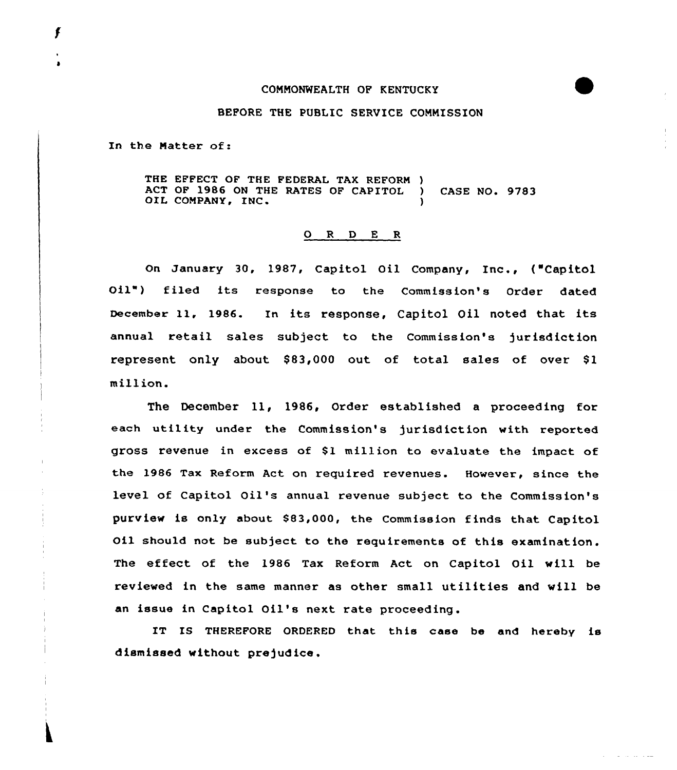COMMONWEALTH OF KENTUCKY

BEFORE THE PUBLIC SERVICE COMMISSION

In the Matter of:

THE EFFECT OF THE FEDERAL TAX REFORM )
ACT OF 1986 ON THE RATES OF CAPITOL ) CASE NO. 9783
OIL COMPANY, INC. )

## O R D E R

On January 30, 1987, Capitol Oil Company, Inc., ("Capitol Oil") filed its response to the Commission's Order dated December 11, 1986. In its response, Capitol Oil noted that its annual retail sales subject to the Commission's jurisdiction represent only about $83,000 out of total sales of over $1 million.

The December 11, 1986, Order established a proceeding for each utility under the Commission's jurisdiction with reported gross revenue in excess of $1 million to evaluate the impact of the 1986 Tax Reform Act on required revenues. However, since the level of Capitol Oil's annual revenue subject to the Commission's purview is only about $83,000, the Commission finds that Capitol Oil should not be subject to the requirements of this examination. The effect of the 1986 Tax Reform Act on Capitol Oil will be reviewed in the same manner as other small utilities and will be an issue in Capitol Oil's next rate proceeding.

IT IS THEREFORE ORDERED that this case be and hereby is dismissed without prejudice.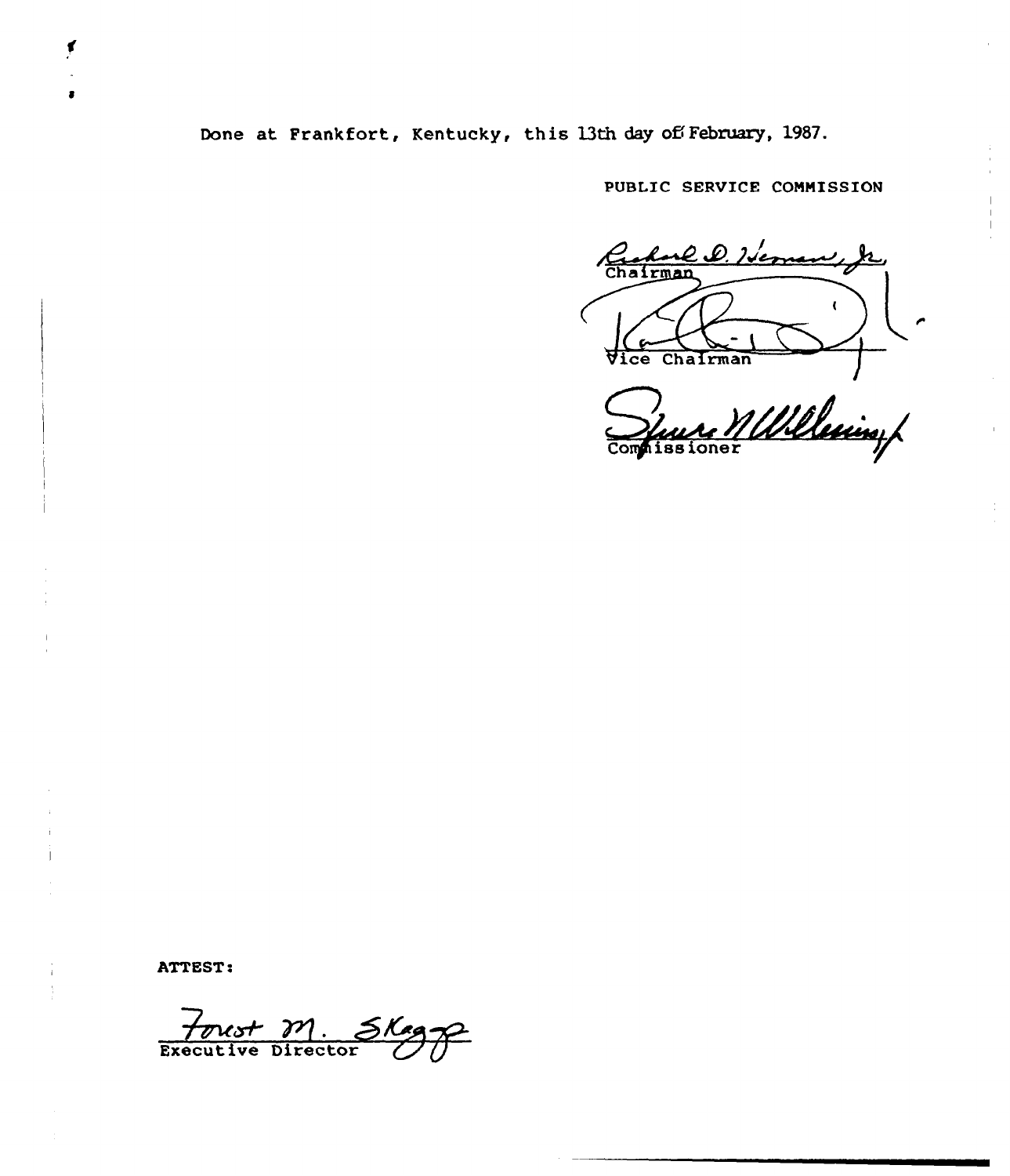Done at Frankfort, Kentucky, this 13th day of February, 1987.

PUBLIC SERVICE COMMISSION

Chairman

Vice Chairman

Commissioner

ATTEST:

Executive Director